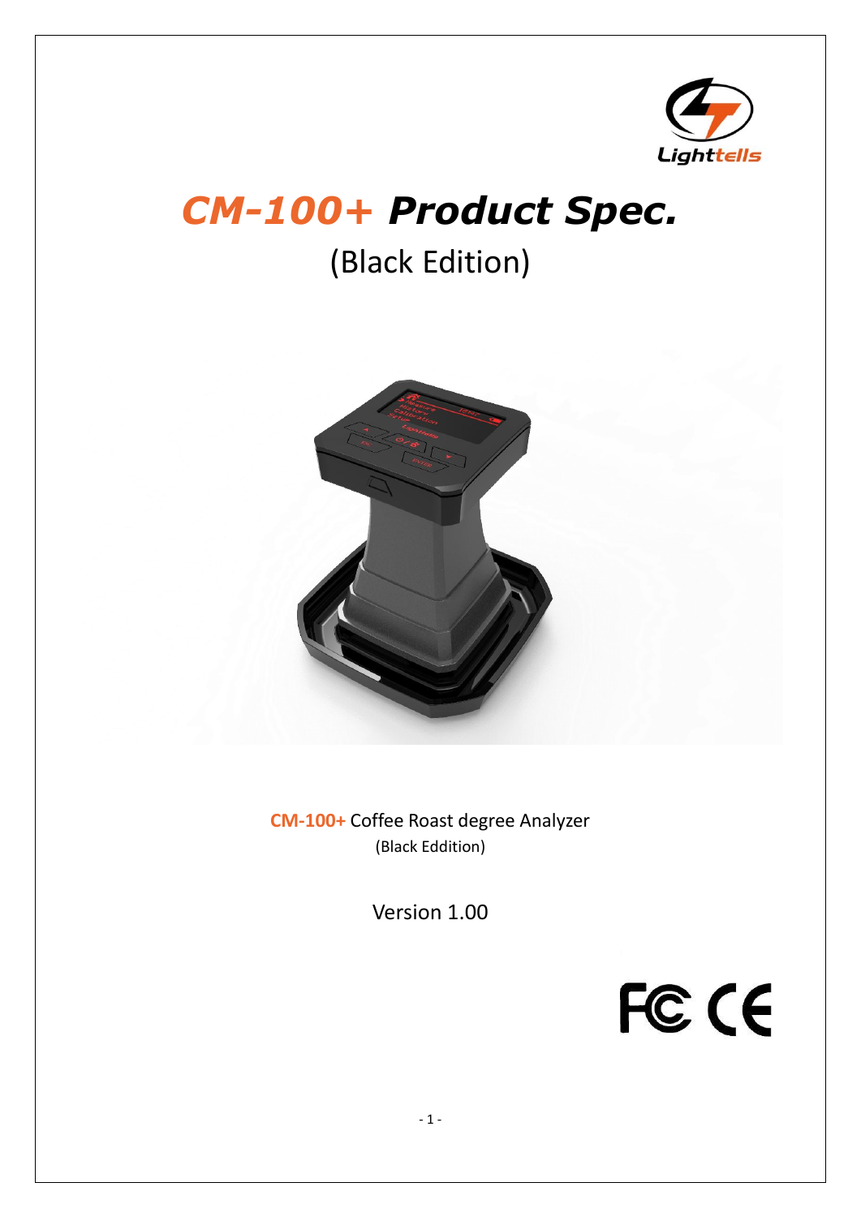Lighttells

# *CM-100+ Product Spec.*

## (Black Edition)

**CM-100+** Coffee Roast degree Analyzer

(Black Eddition)

Version 1.00

FC CE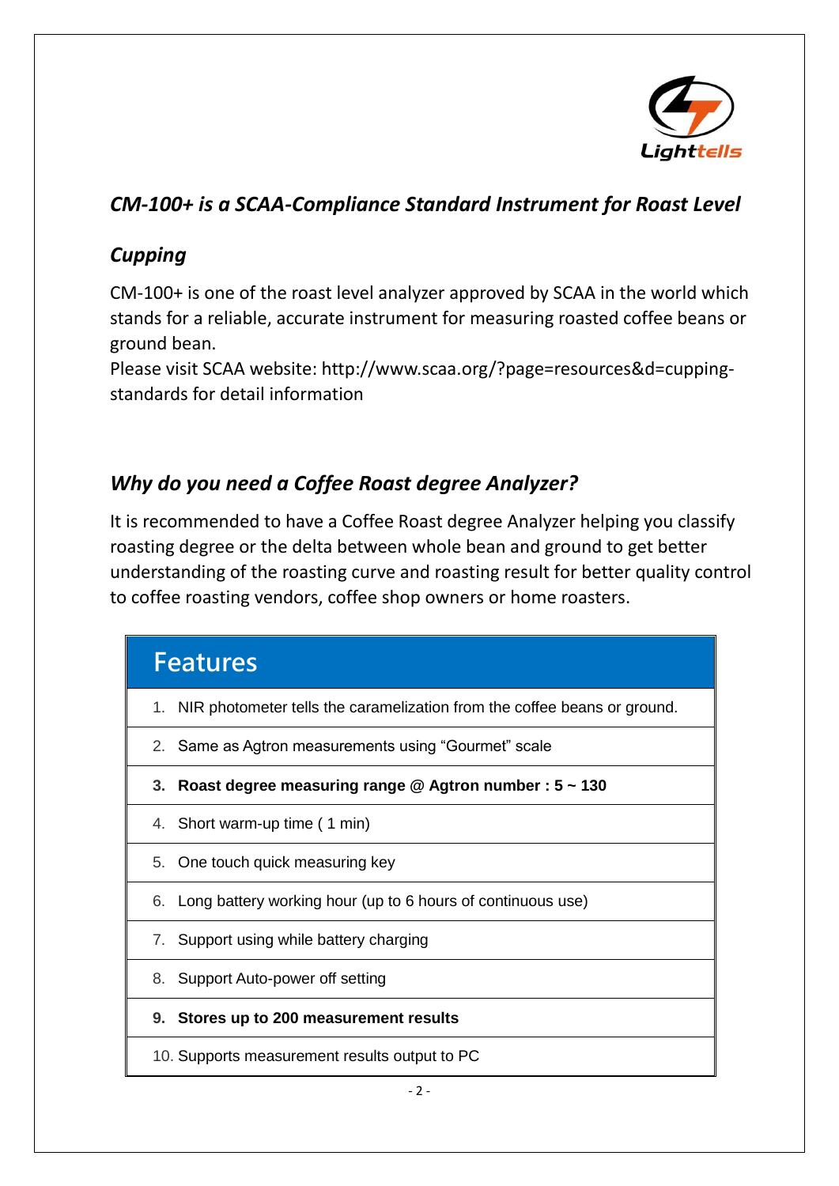## *CM-100+ is a SCAA-Compliance Standard Instrument for Roast Level Cupping*

CM-100+ is one of the roast level analyzer approved by SCAA in the world which stands for a reliable, accurate instrument for measuring roasted coffee beans or ground bean.

Please visit SCAA website: http://www.scaa.org/?page=resources&d=cupping-standards for detail information

## *Why do you need a Coffee Roast degree Analyzer?*

It is recommended to have a Coffee Roast degree Analyzer helping you classify roasting degree or the delta between whole bean and ground to get better understanding of the roasting curve and roasting result for better quality control to coffee roasting vendors, coffee shop owners or home roasters.

| Features |
| --- |
| 1. NIR photometer tells the caramelization from the coffee beans or ground. |
| 2. Same as Agtron measurements using "Gourmet" scale |
| **3. Roast degree measuring range @ Agtron number : 5 ~ 130** |
| 4. Short warm-up time ( 1 min) |
| 5. One touch quick measuring key |
| 6. Long battery working hour (up to 6 hours of continuous use) |
| 7. Support using while battery charging |
| 8. Support Auto-power off setting |
| **9. Stores up to 200 measurement results** |
| 10. Supports measurement results output to PC |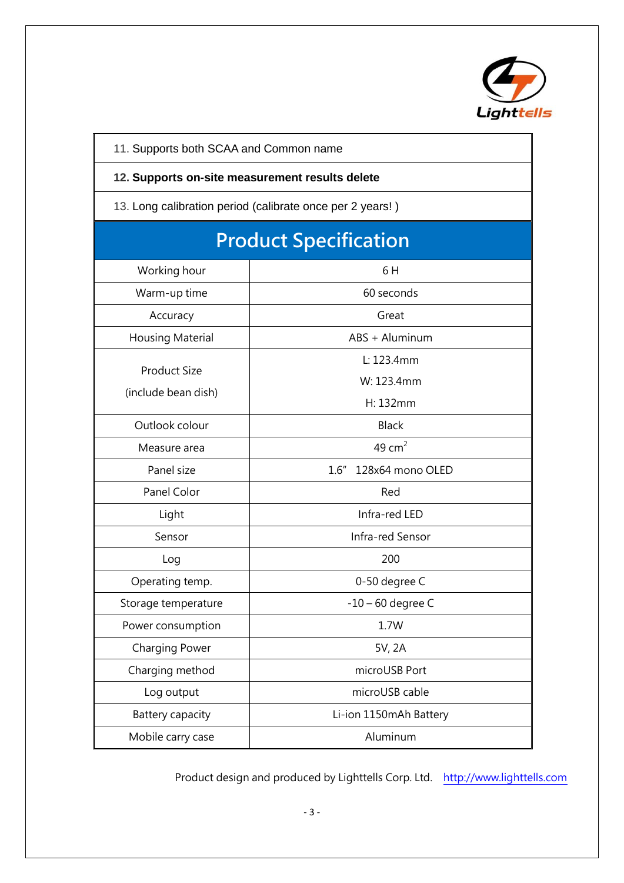11. Supports both SCAA and Common name

**12. Supports on-site measurement results delete**

13. Long calibration period (calibrate once per 2 years! )

## Product Specification

| | |
|---|---|
| Working hour | 6 H |
| Warm-up time | 60 seconds |
| Accuracy | Great |
| Housing Material | ABS + Aluminum |
| Product Size (include bean dish) | L: 123.4mm<br>W: 123.4mm<br>H: 132mm |
| Outlook colour | Black |
| Measure area | 49 $cm^2$ |
| Panel size | 1.6"   128x64 mono OLED |
| Panel Color | Red |
| Light | Infra-red LED |
| Sensor | Infra-red Sensor |
| Log | 200 |
| Operating temp. | 0-50 degree C |
| Storage temperature | -10 – 60 degree C |
| Power consumption | 1.7W |
| Charging Power | 5V, 2A |
| Charging method | microUSB Port |
| Log output | microUSB cable |
| Battery capacity | Li-ion 1150mAh Battery |
| Mobile carry case | Aluminum |

Product design and produced by Lighttells Corp. Ltd.   http://www.lighttells.com